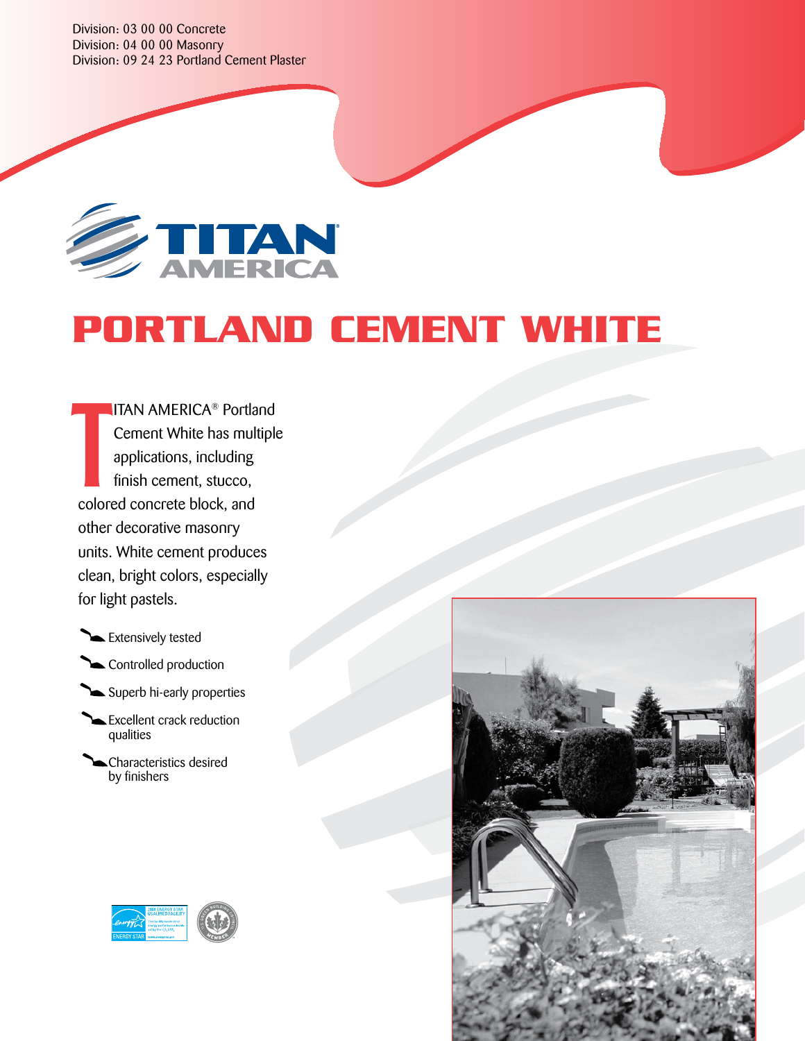Division: 03 00 00 Concrete
Division: 04 00 00 Masonry
Division: 09 24 23 Portland Cement Plaster

TITAN AMERICA

# PORTLAND CEMENT WHITE

TITAN AMERICA® Portland Cement White has multiple applications, including finish cement, stucco, colored concrete block, and other decorative masonry units. White cement produces clean, bright colors, especially for light pastels.

- Extensively tested
- Controlled production
- Superb hi-early properties
- Excellent crack reduction qualities
- Characteristics desired by finishers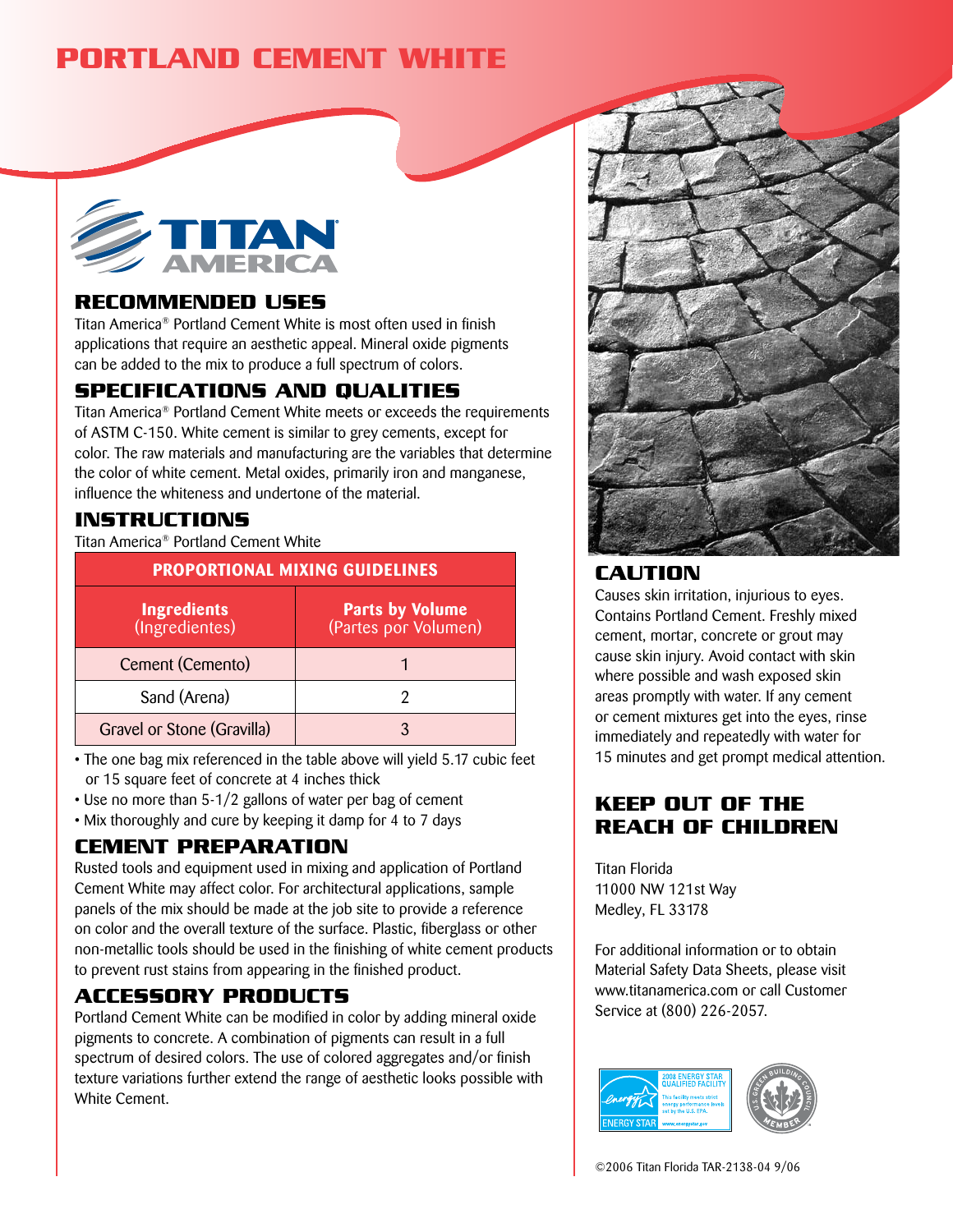# PORTLAND CEMENT WHITE

TITAN AMERICA

## RECOMMENDED USES

Titan America® Portland Cement White is most often used in finish applications that require an aesthetic appeal. Mineral oxide pigments can be added to the mix to produce a full spectrum of colors.

## SPECIFICATIONS AND QUALITIES

Titan America® Portland Cement White meets or exceeds the requirements of ASTM C-150. White cement is similar to grey cements, except for color. The raw materials and manufacturing are the variables that determine the color of white cement. Metal oxides, primarily iron and manganese, influence the whiteness and undertone of the material.

## INSTRUCTIONS

Titan America® Portland Cement White

| PROPORTIONAL MIXING GUIDELINES | |
|---|---|
| **Ingredients** (Ingredientes) | **Parts by Volume** (Partes por Volumen) |
| Cement (Cemento) | 1 |
| Sand (Arena) | 2 |
| Gravel or Stone (Gravilla) | 3 |

- The one bag mix referenced in the table above will yield 5.17 cubic feet or 15 square feet of concrete at 4 inches thick
- Use no more than 5-1/2 gallons of water per bag of cement
- Mix thoroughly and cure by keeping it damp for 4 to 7 days

## CEMENT PREPARATION

Rusted tools and equipment used in mixing and application of Portland Cement White may affect color. For architectural applications, sample panels of the mix should be made at the job site to provide a reference on color and the overall texture of the surface. Plastic, fiberglass or other non-metallic tools should be used in the finishing of white cement products to prevent rust stains from appearing in the finished product.

## ACCESSORY PRODUCTS

Portland Cement White can be modified in color by adding mineral oxide pigments to concrete. A combination of pigments can result in a full spectrum of desired colors. The use of colored aggregates and/or finish texture variations further extend the range of aesthetic looks possible with White Cement.

## CAUTION

Causes skin irritation, injurious to eyes. Contains Portland Cement. Freshly mixed cement, mortar, concrete or grout may cause skin injury. Avoid contact with skin where possible and wash exposed skin areas promptly with water. If any cement or cement mixtures get into the eyes, rinse immediately and repeatedly with water for 15 minutes and get prompt medical attention.

## KEEP OUT OF THE REACH OF CHILDREN

Titan Florida
11000 NW 121st Way
Medley, FL 33178

For additional information or to obtain Material Safety Data Sheets, please visit www.titanamerica.com or call Customer Service at (800) 226-2057.

2008 ENERGY STAR QUALIFIED FACILITY
This facility meets strict energy performance levels set by the U.S. EPA.
ENERGY STAR www.energystar.gov

U.S. GREEN BUILDING COUNCIL MEMBER

©2006 Titan Florida TAR-2138-04 9/06